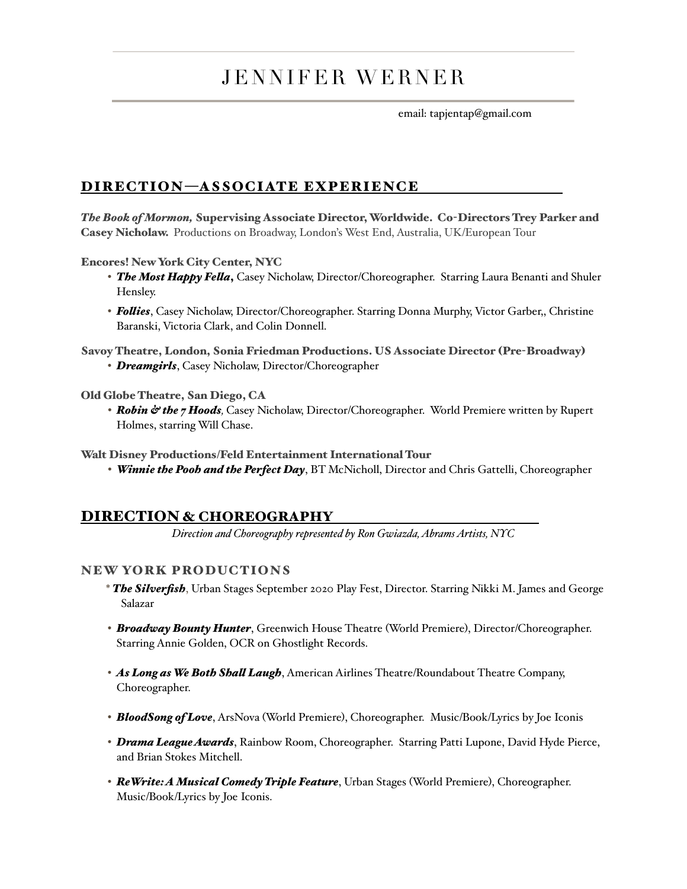# JENNIFER WERNER

email: tapjentap@gmail.com

## DIRECTION—ASSOCIATE EXPERIENCE

***The Book of Mormon,*** **Supervising Associate Director, Worldwide. Co-Directors Trey Parker and Casey Nicholaw.** Productions on Broadway, London's West End, Australia, UK/European Tour

**Encores! New York City Center, NYC**

- ***The Most Happy Fella*****,** Casey Nicholaw, Director/Choreographer. Starring Laura Benanti and Shuler Hensley.
- ***Follies***, Casey Nicholaw, Director/Choreographer. Starring Donna Murphy, Victor Garber,, Christine Baranski, Victoria Clark, and Colin Donnell.

**Savoy Theatre, London, Sonia Friedman Productions. US Associate Director (Pre-Broadway)**

- ***Dreamgirls***, Casey Nicholaw, Director/Choreographer

**Old Globe Theatre, San Diego, CA**

- ***Robin & the 7 Hoods****,* Casey Nicholaw, Director/Choreographer. World Premiere written by Rupert Holmes, starring Will Chase.

**Walt Disney Productions/Feld Entertainment International Tour**

- ***Winnie the Pooh and the Perfect Day***, BT McNicholl, Director and Chris Gattelli, Choreographer

## DIRECTION & CHOREOGRAPHY

*Direction and Choreography represented by Ron Gwiazda, Abrams Artists, NYC*

### NEW YORK PRODUCTIONS

* ***The Silverfish***, Urban Stages September 2020 Play Fest, Director. Starring Nikki M. James and George Salazar
- ***Broadway Bounty Hunter***, Greenwich House Theatre (World Premiere), Director/Choreographer. Starring Annie Golden, OCR on Ghostlight Records.
- ***As Long as We Both Shall Laugh***, American Airlines Theatre/Roundabout Theatre Company, Choreographer.
- ***BloodSong of Love***, ArsNova (World Premiere), Choreographer. Music/Book/Lyrics by Joe Iconis
- ***Drama League Awards***, Rainbow Room, Choreographer. Starring Patti Lupone, David Hyde Pierce, and Brian Stokes Mitchell.
- ***ReWrite: A Musical Comedy Triple Feature***, Urban Stages (World Premiere), Choreographer. Music/Book/Lyrics by Joe Iconis.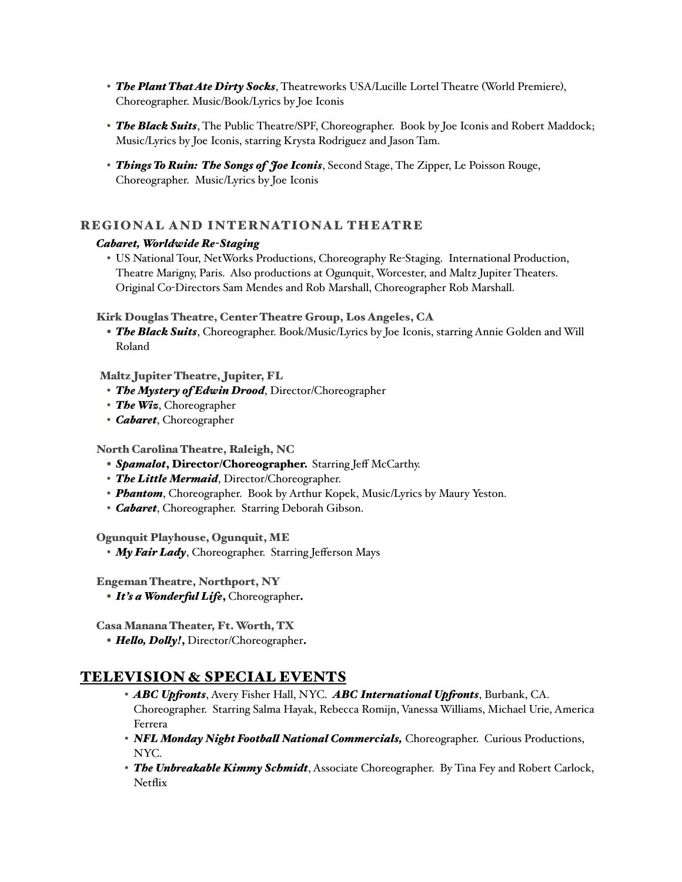- ***The Plant That Ate Dirty Socks***, Theatreworks USA/Lucille Lortel Theatre (World Premiere), Choreographer. Music/Book/Lyrics by Joe Iconis

- ***The Black Suits***, The Public Theatre/SPF, Choreographer. Book by Joe Iconis and Robert Maddock; Music/Lyrics by Joe Iconis, starring Krysta Rodriguez and Jason Tam.

- ***Things To Ruin: The Songs of Joe Iconis***, Second Stage, The Zipper, Le Poisson Rouge, Choreographer. Music/Lyrics by Joe Iconis

## REGIONAL AND INTERNATIONAL THEATRE

***Cabaret, Worldwide Re-Staging***

- US National Tour, NetWorks Productions, Choreography Re-Staging. International Production, Theatre Marigny, Paris. Also productions at Ogunquit, Worcester, and Maltz Jupiter Theaters. Original Co-Directors Sam Mendes and Rob Marshall, Choreographer Rob Marshall.

**Kirk Douglas Theatre, Center Theatre Group, Los Angeles, CA**

- ***The Black Suits***, Choreographer. Book/Music/Lyrics by Joe Iconis, starring Annie Golden and Will Roland

**Maltz Jupiter Theatre, Jupiter, FL**

- ***The Mystery of Edwin Drood***, Director/Choreographer
- ***The Wiz***, Choreographer
- ***Cabaret***, Choreographer

**North Carolina Theatre, Raleigh, NC**

- ***Spamalot*, Director/Choreographer.** Starring Jeff McCarthy.
- ***The Little Mermaid***, Director/Choreographer.
- ***Phantom***, Choreographer. Book by Arthur Kopek, Music/Lyrics by Maury Yeston.
- ***Cabaret***, Choreographer. Starring Deborah Gibson.

**Ogunquit Playhouse, Ogunquit, ME**

- ***My Fair Lady***, Choreographer. Starring Jefferson Mays

**Engeman Theatre, Northport, NY**

- ***It's a Wonderful Life*,** Choreographer**.**

**Casa Manana Theater, Ft. Worth, TX**

- ***Hello, Dolly!*,** Director/Choreographer**.**

## TELEVISION & SPECIAL EVENTS

- ***ABC Upfronts***, Avery Fisher Hall, NYC. ***ABC International Upfronts***, Burbank, CA. Choreographer. Starring Salma Hayak, Rebecca Romijn, Vanessa Williams, Michael Urie, America Ferrera
- ***NFL Monday Night Football National Commercials,*** Choreographer. Curious Productions, NYC.
- ***The Unbreakable Kimmy Schmidt***, Associate Choreographer. By Tina Fey and Robert Carlock, Netflix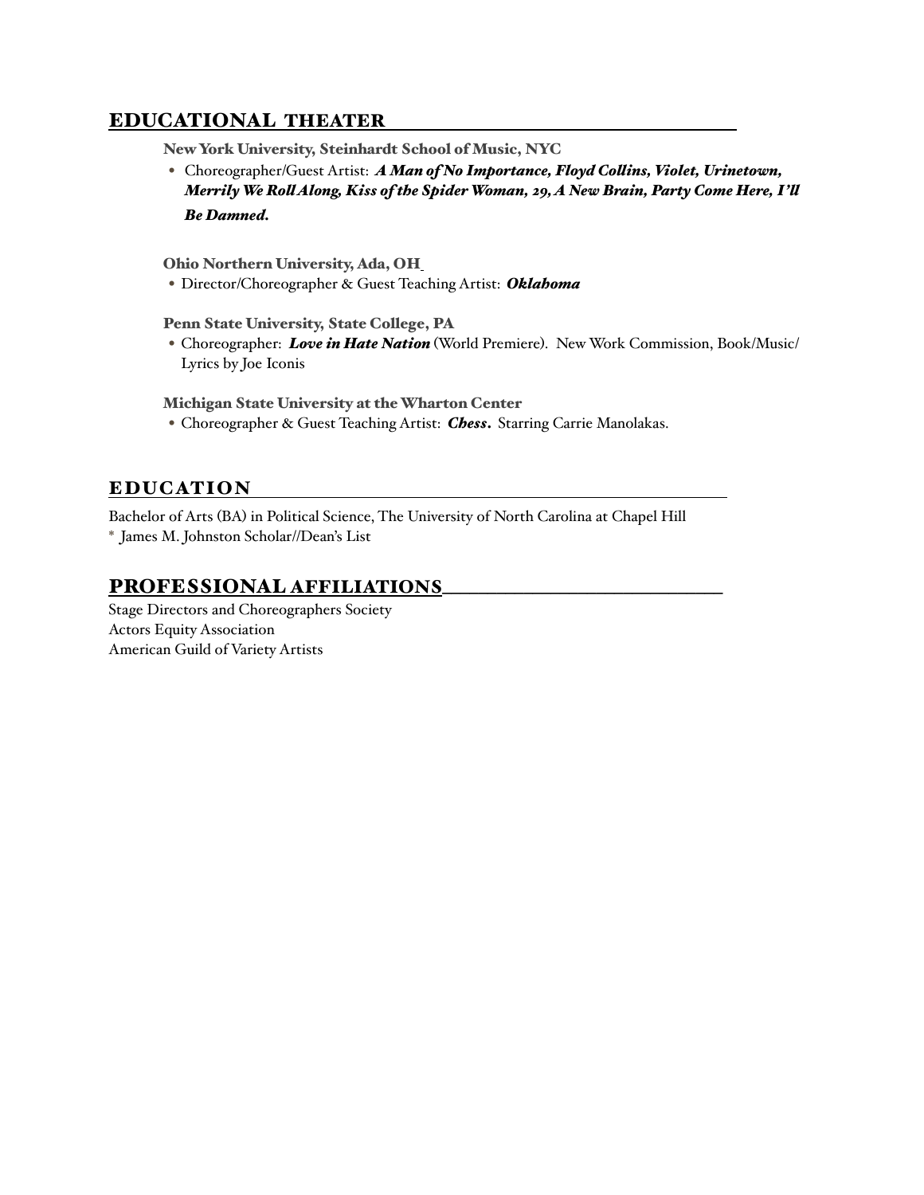## EDUCATIONAL THEATER

**New York University, Steinhardt School of Music, NYC**

- Choreographer/Guest Artist: ***A Man of No Importance, Floyd Collins, Violet, Urinetown, Merrily We Roll Along, Kiss of the Spider Woman, 29, A New Brain, Party Come Here, I'll Be Damned.***

**Ohio Northern University, Ada, OH**

- Director/Choreographer & Guest Teaching Artist: ***Oklahoma***

**Penn State University, State College, PA**

- Choreographer: ***Love in Hate Nation*** (World Premiere). New Work Commission, Book/Music/Lyrics by Joe Iconis

**Michigan State University at the Wharton Center**

- Choreographer & Guest Teaching Artist: ***Chess.*** Starring Carrie Manolakas.

## EDUCATION

Bachelor of Arts (BA) in Political Science, The University of North Carolina at Chapel Hill
* James M. Johnston Scholar//Dean's List

## PROFESSIONAL AFFILIATIONS

Stage Directors and Choreographers Society
Actors Equity Association
American Guild of Variety Artists